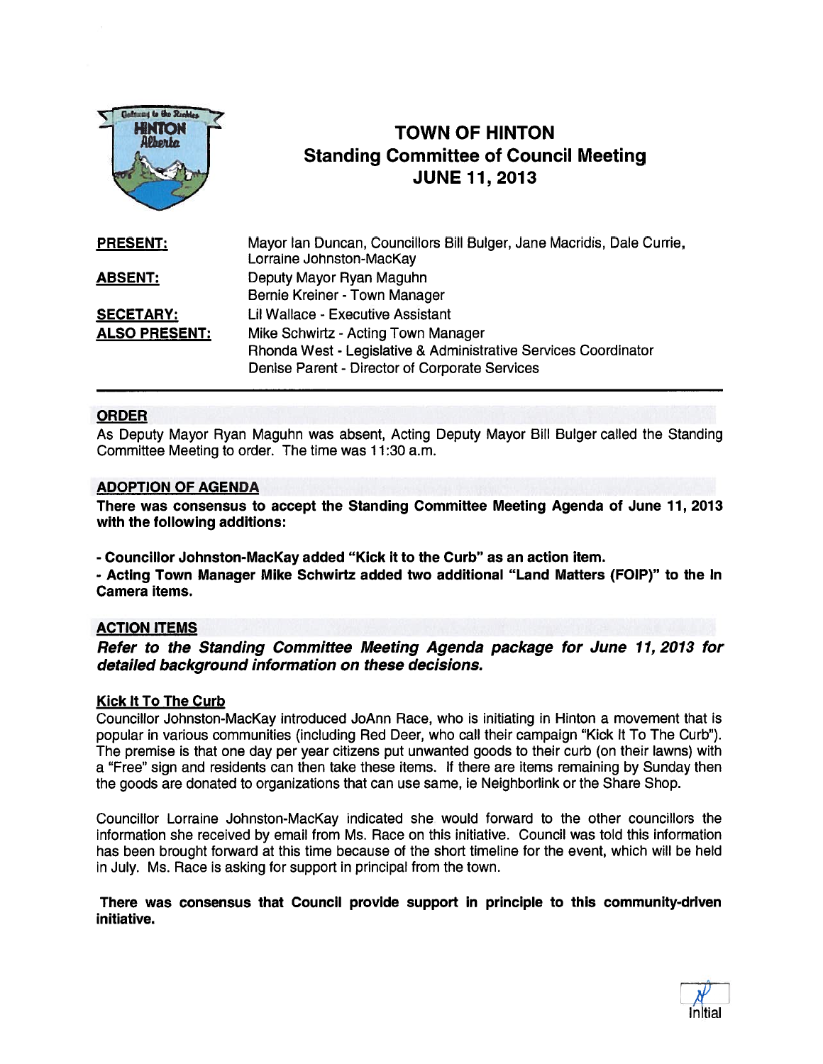# TOWN OF HINTON
## Standing Committee of Council Meeting
## JUNE 11, 2013

| | |
|---|---|
| **PRESENT:** | Mayor Ian Duncan, Councillors Bill Bulger, Jane Macridis, Dale Currie, Lorraine Johnston-MacKay |
| **ABSENT:** | Deputy Mayor Ryan Maguhn<br>Bernie Kreiner - Town Manager |
| **SECETARY:** | Lil Wallace - Executive Assistant |
| **ALSO PRESENT:** | Mike Schwirtz - Acting Town Manager<br>Rhonda West - Legislative & Administrative Services Coordinator<br>Denise Parent - Director of Corporate Services |

### ORDER

As Deputy Mayor Ryan Maguhn was absent, Acting Deputy Mayor Bill Bulger called the Standing Committee Meeting to order. The time was 11:30 a.m.

### ADOPTION OF AGENDA

**There was consensus to accept the Standing Committee Meeting Agenda of June 11, 2013 with the following additions:**

**- Councillor Johnston-MacKay added "Kick It to the Curb" as an action item.**

**- Acting Town Manager Mike Schwirtz added two additional "Land Matters (FOIP)" to the In Camera items.**

### ACTION ITEMS

***Refer to the Standing Committee Meeting Agenda package for June 11, 2013 for detailed background information on these decisions.***

#### Kick It To The Curb

Councillor Johnston-MacKay introduced JoAnn Race, who is initiating in Hinton a movement that is popular in various communities (including Red Deer, who call their campaign "Kick It To The Curb"). The premise is that one day per year citizens put unwanted goods to their curb (on their lawns) with a "Free" sign and residents can then take these items. If there are items remaining by Sunday then the goods are donated to organizations that can use same, ie Neighborlink or the Share Shop.

Councillor Lorraine Johnston-MacKay indicated she would forward to the other councillors the information she received by email from Ms. Race on this initiative. Council was told this information has been brought forward at this time because of the short timeline for the event, which will be held in July. Ms. Race is asking for support in principal from the town.

**There was consensus that Council provide support in principle to this community-driven initiative.**

Initial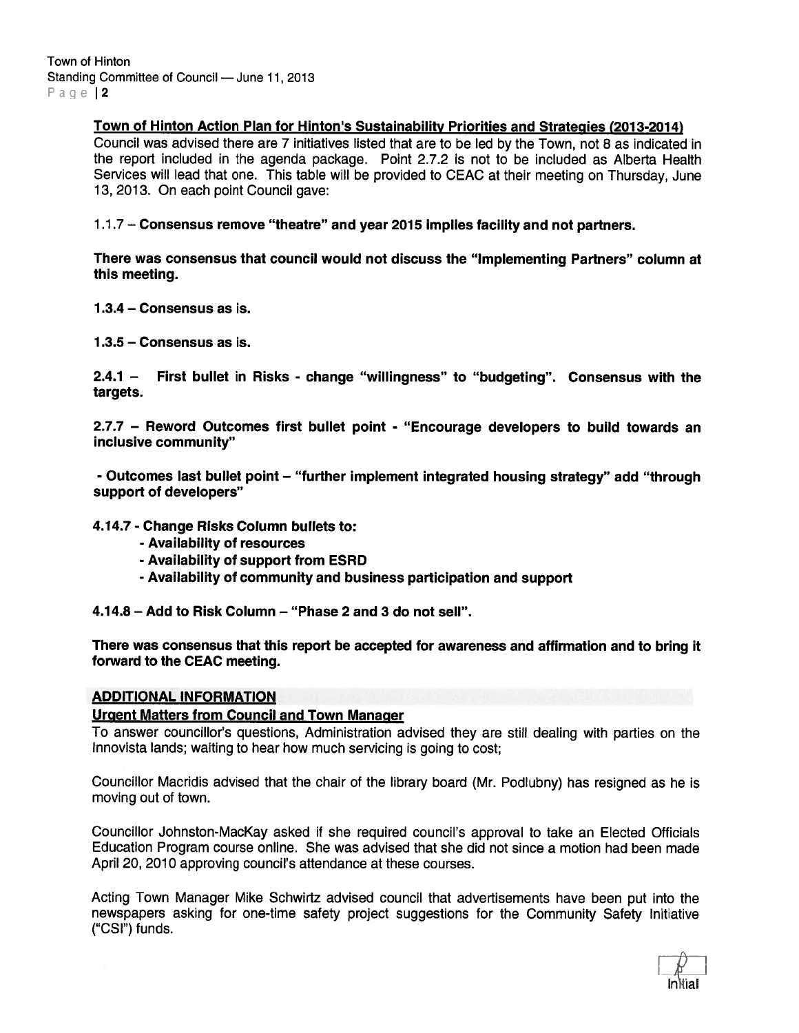**Town of Hinton Action Plan for Hinton's Sustainability Priorities and Strategies (2013-2014)**

Council was advised there are 7 initiatives listed that are to be led by the Town, not 8 as indicated in the report included in the agenda package. Point 2.7.2 is not to be included as Alberta Health Services will lead that one. This table will be provided to CEAC at their meeting on Thursday, June 13, 2013. On each point Council gave:

1.1.7 – **Consensus remove "theatre" and year 2015 implies facility and not partners.**

**There was consensus that council would not discuss the "Implementing Partners" column at this meeting.**

**1.3.4 – Consensus as is.**

**1.3.5 – Consensus as is.**

**2.4.1 – First bullet in Risks - change "willingness" to "budgeting". Consensus with the targets.**

**2.7.7 – Reword Outcomes first bullet point - "Encourage developers to build towards an inclusive community"**

**- Outcomes last bullet point – "further implement integrated housing strategy" add "through support of developers"**

**4.14.7 - Change Risks Column bullets to:**

- **Availability of resources**
- **Availability of support from ESRD**
- **Availability of community and business participation and support**

**4.14.8 – Add to Risk Column – "Phase 2 and 3 do not sell".**

**There was consensus that this report be accepted for awareness and affirmation and to bring it forward to the CEAC meeting.**

## ADDITIONAL INFORMATION

**Urgent Matters from Council and Town Manager**

To answer councillor's questions, Administration advised they are still dealing with parties on the Innovista lands; waiting to hear how much servicing is going to cost;

Councillor Macridis advised that the chair of the library board (Mr. Podlubny) has resigned as he is moving out of town.

Councillor Johnston-MacKay asked if she required council's approval to take an Elected Officials Education Program course online. She was advised that she did not since a motion had been made April 20, 2010 approving council's attendance at these courses.

Acting Town Manager Mike Schwirtz advised council that advertisements have been put into the newspapers asking for one-time safety project suggestions for the Community Safety Initiative ("CSI") funds.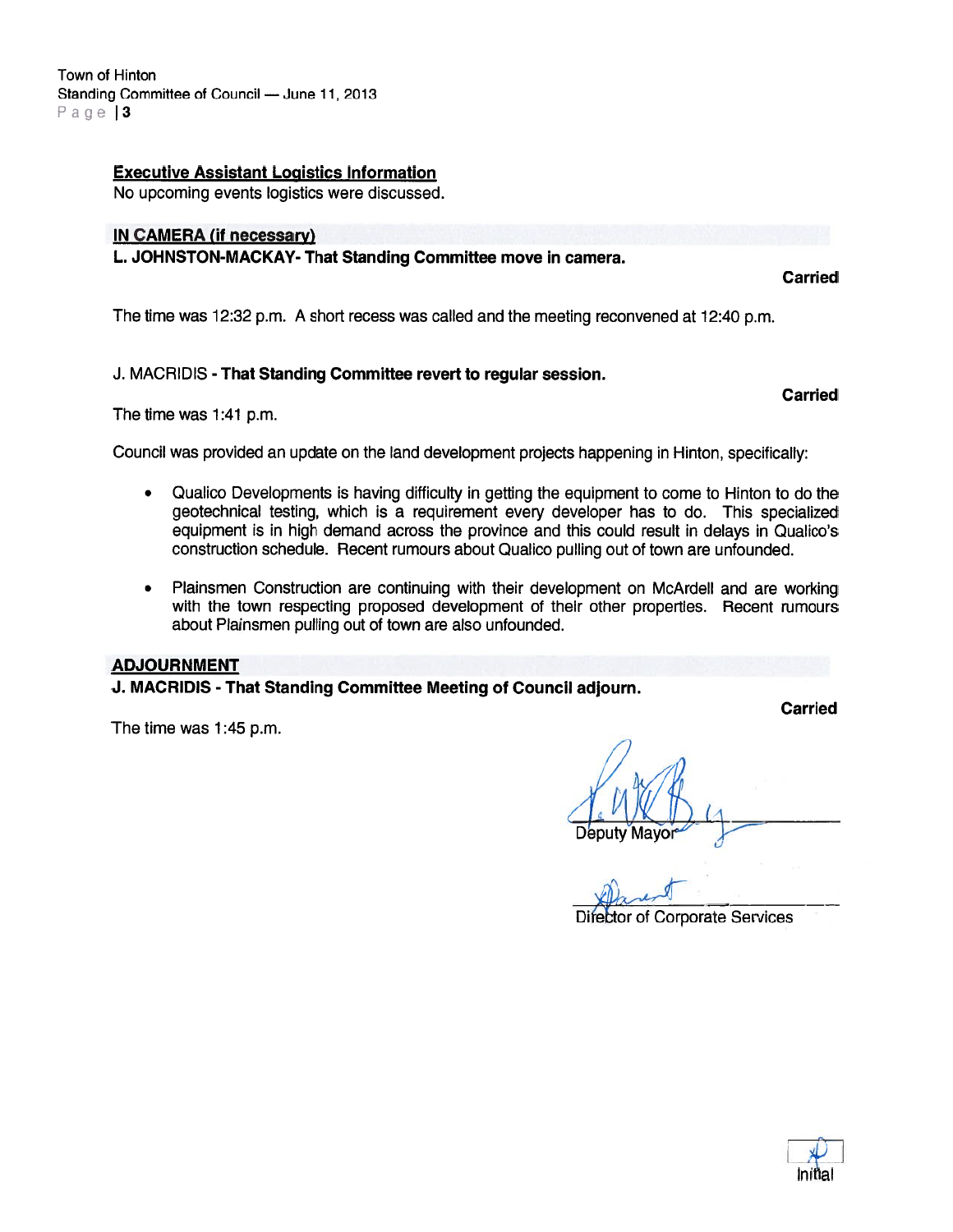**Executive Assistant Logistics Information**

No upcoming events logistics were discussed.

**IN CAMERA (if necessary)**

**L. JOHNSTON-MACKAY- That Standing Committee move in camera.**

**Carried**

The time was 12:32 p.m. A short recess was called and the meeting reconvened at 12:40 p.m.

J. MACRIDIS - **That Standing Committee revert to regular session.**

**Carried**

The time was 1:41 p.m.

Council was provided an update on the land development projects happening in Hinton, specifically:

- Qualico Developments is having difficulty in getting the equipment to come to Hinton to do the geotechnical testing, which is a requirement every developer has to do. This specialized equipment is in high demand across the province and this could result in delays in Qualico's construction schedule. Recent rumours about Qualico pulling out of town are unfounded.

- Plainsmen Construction are continuing with their development on McArdell and are working with the town respecting proposed development of their other properties. Recent rumours about Plainsmen pulling out of town are also unfounded.

**ADJOURNMENT**

**J. MACRIDIS - That Standing Committee Meeting of Council adjourn.**

**Carried**

The time was 1:45 p.m.

Deputy Mayor

Director of Corporate Services

Initial